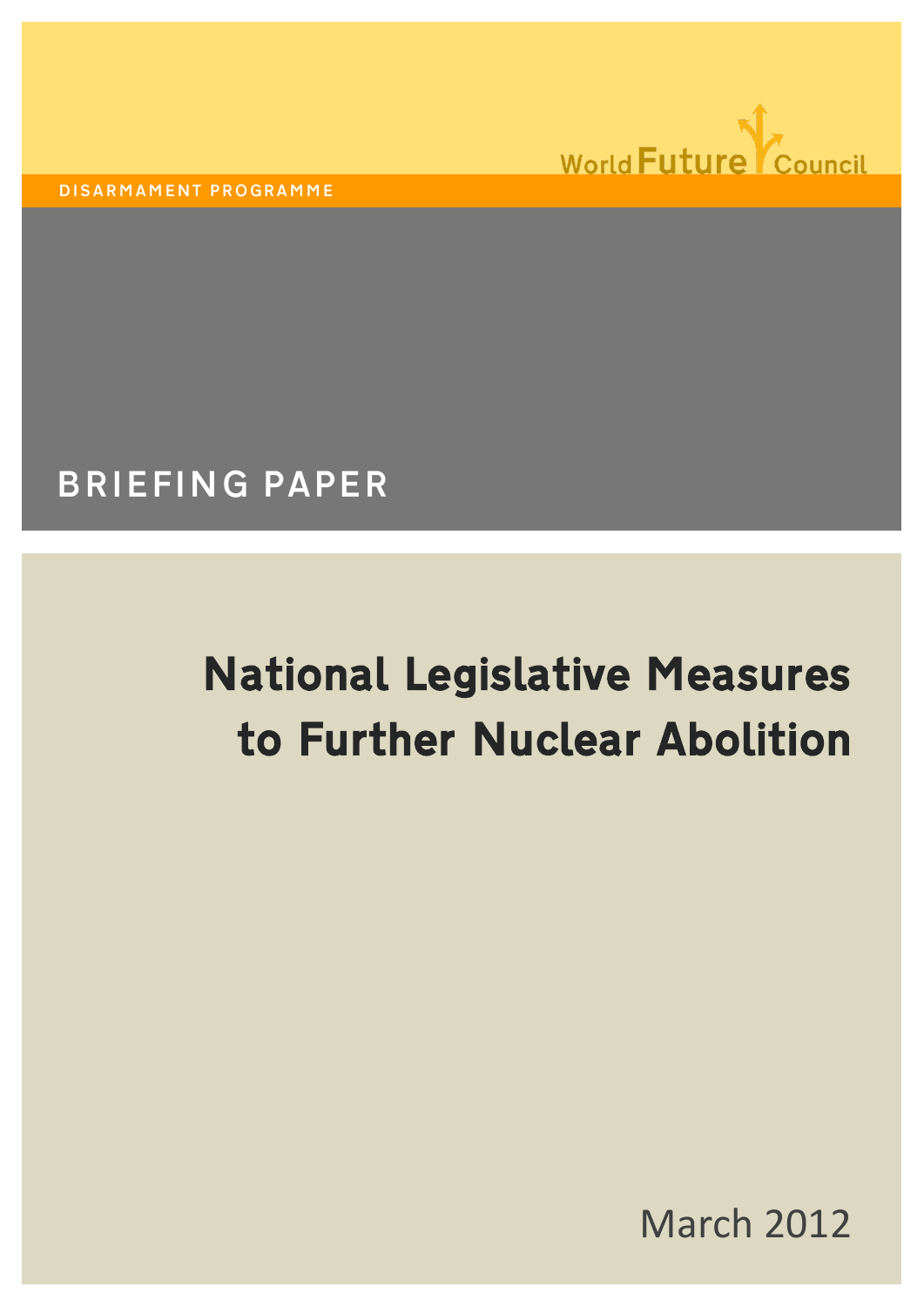World Future Council

DISARMAMENT PROGRAMME

BRIEFING PAPER

# National Legislative Measures to Further Nuclear Abolition

March 2012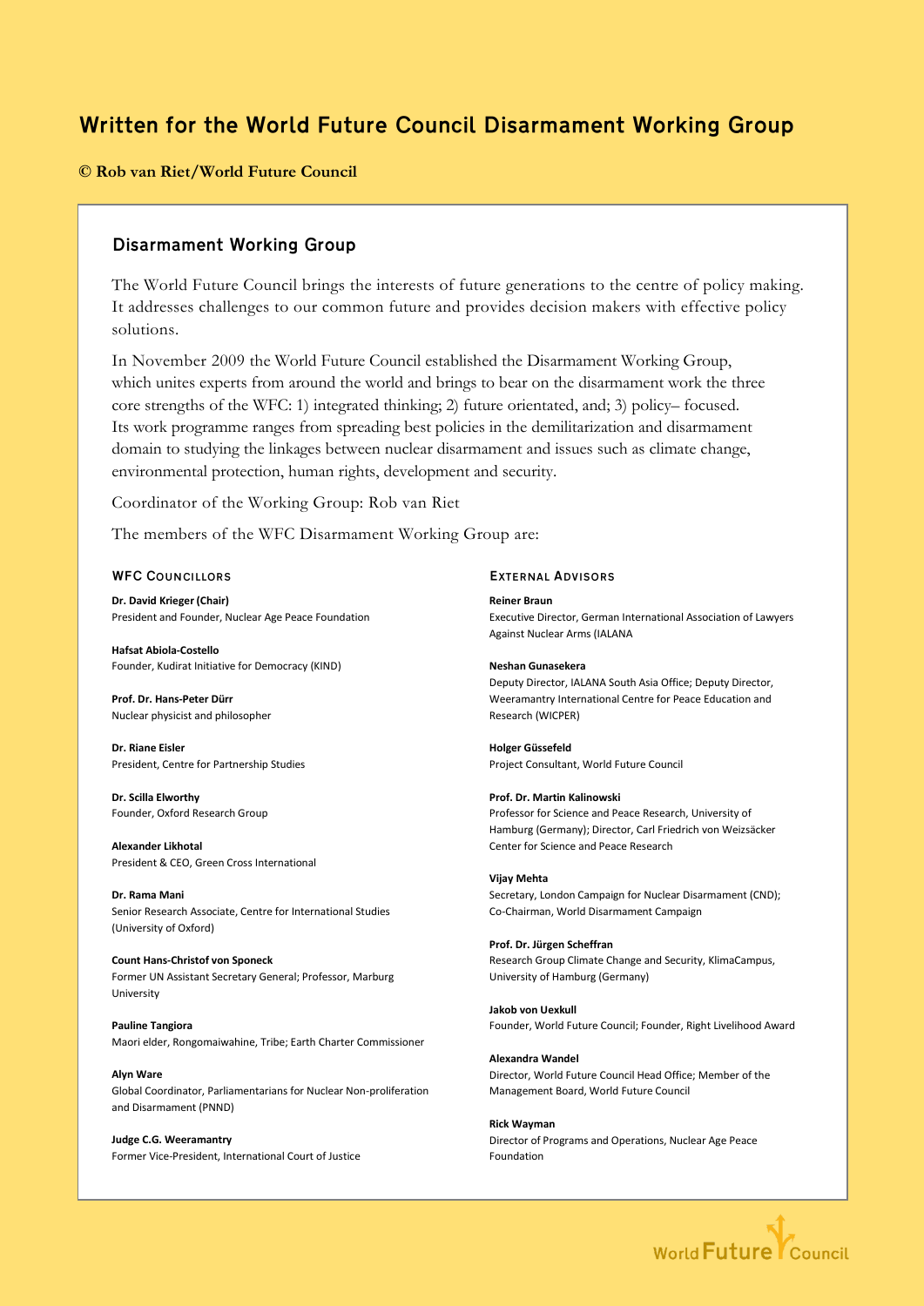# Written for the World Future Council Disarmament Working Group

**© Rob van Riet/World Future Council**

## Disarmament Working Group

The World Future Council brings the interests of future generations to the centre of policy making. It addresses challenges to our common future and provides decision makers with effective policy solutions.

In November 2009 the World Future Council established the Disarmament Working Group, which unites experts from around the world and brings to bear on the disarmament work the three core strengths of the WFC: 1) integrated thinking; 2) future orientated, and; 3) policy– focused. Its work programme ranges from spreading best policies in the demilitarization and disarmament domain to studying the linkages between nuclear disarmament and issues such as climate change, environmental protection, human rights, development and security.

Coordinator of the Working Group: Rob van Riet

The members of the WFC Disarmament Working Group are:

### WFC Councillors

**Dr. David Krieger (Chair)**
President and Founder, Nuclear Age Peace Foundation

**Hafsat Abiola-Costello**
Founder, Kudirat Initiative for Democracy (KIND)

**Prof. Dr. Hans-Peter Dürr**
Nuclear physicist and philosopher

**Dr. Riane Eisler**
President, Centre for Partnership Studies

**Dr. Scilla Elworthy**
Founder, Oxford Research Group

**Alexander Likhotal**
President & CEO, Green Cross International

**Dr. Rama Mani**
Senior Research Associate, Centre for International Studies (University of Oxford)

**Count Hans-Christof von Sponeck**
Former UN Assistant Secretary General; Professor, Marburg University

**Pauline Tangiora**
Maori elder, Rongomaiwahine, Tribe; Earth Charter Commissioner

**Alyn Ware**
Global Coordinator, Parliamentarians for Nuclear Non-proliferation and Disarmament (PNND)

**Judge C.G. Weeramantry**
Former Vice-President, International Court of Justice

### External Advisors

**Reiner Braun**
Executive Director, German International Association of Lawyers Against Nuclear Arms (IALANA

**Neshan Gunasekera**
Deputy Director, IALANA South Asia Office; Deputy Director, Weeramantry International Centre for Peace Education and Research (WICPER)

**Holger Güssefeld**
Project Consultant, World Future Council

**Prof. Dr. Martin Kalinowski**
Professor for Science and Peace Research, University of Hamburg (Germany); Director, Carl Friedrich von Weizsäcker Center for Science and Peace Research

**Vijay Mehta**
Secretary, London Campaign for Nuclear Disarmament (CND); Co-Chairman, World Disarmament Campaign

**Prof. Dr. Jürgen Scheffran**
Research Group Climate Change and Security, KlimaCampus, University of Hamburg (Germany)

**Jakob von Uexkull**
Founder, World Future Council; Founder, Right Livelihood Award

**Alexandra Wandel**
Director, World Future Council Head Office; Member of the Management Board, World Future Council

**Rick Wayman**
Director of Programs and Operations, Nuclear Age Peace Foundation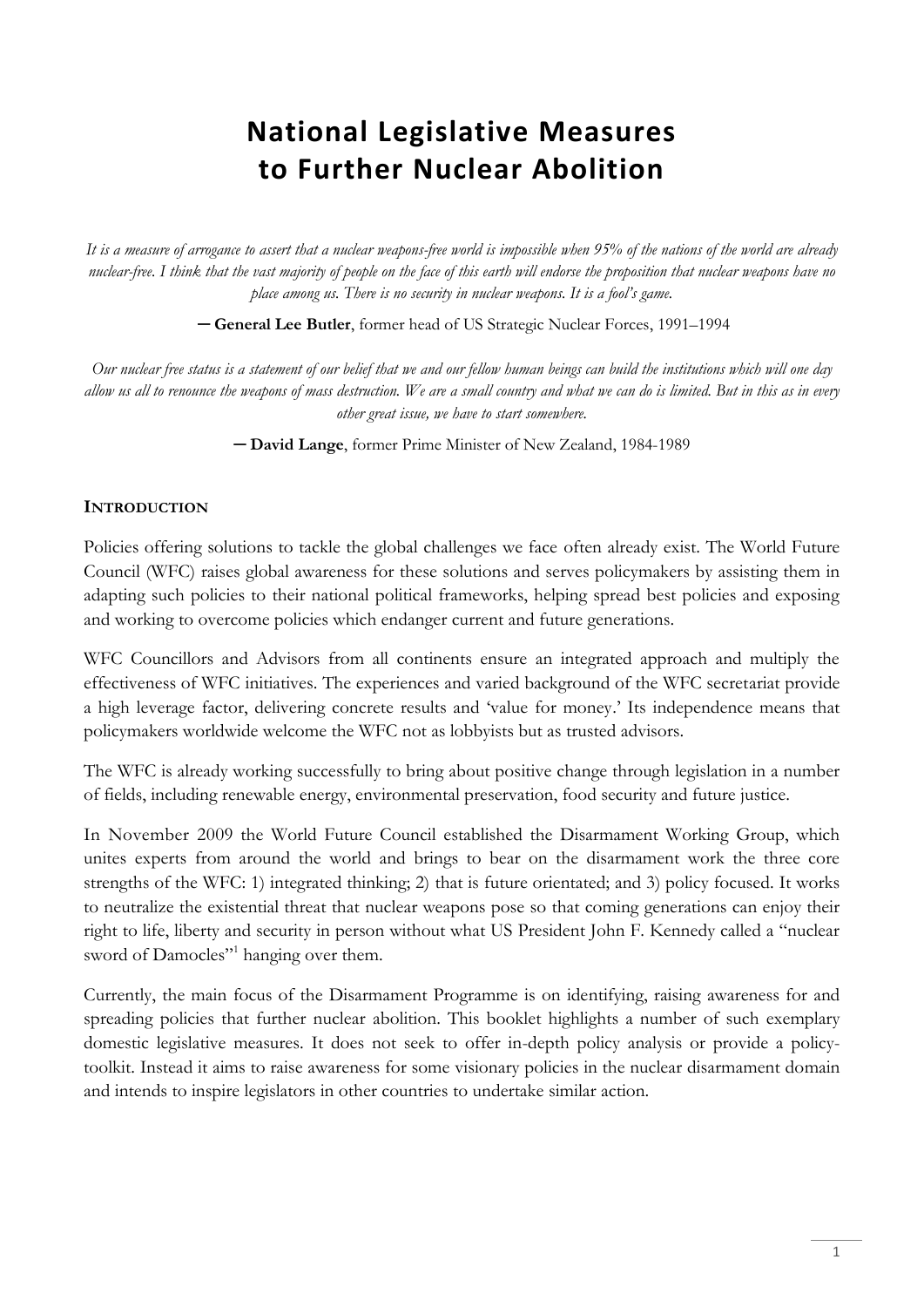# National Legislative Measures to Further Nuclear Abolition

*It is a measure of arrogance to assert that a nuclear weapons-free world is impossible when 95% of the nations of the world are already nuclear-free. I think that the vast majority of people on the face of this earth will endorse the proposition that nuclear weapons have no place among us. There is no security in nuclear weapons. It is a fool's game.*

**— General Lee Butler**, former head of US Strategic Nuclear Forces, 1991–1994

*Our nuclear free status is a statement of our belief that we and our fellow human beings can build the institutions which will one day allow us all to renounce the weapons of mass destruction. We are a small country and what we can do is limited. But in this as in every other great issue, we have to start somewhere.*

**— David Lange**, former Prime Minister of New Zealand, 1984-1989

## Introduction

Policies offering solutions to tackle the global challenges we face often already exist. The World Future Council (WFC) raises global awareness for these solutions and serves policymakers by assisting them in adapting such policies to their national political frameworks, helping spread best policies and exposing and working to overcome policies which endanger current and future generations.

WFC Councillors and Advisors from all continents ensure an integrated approach and multiply the effectiveness of WFC initiatives. The experiences and varied background of the WFC secretariat provide a high leverage factor, delivering concrete results and 'value for money.' Its independence means that policymakers worldwide welcome the WFC not as lobbyists but as trusted advisors.

The WFC is already working successfully to bring about positive change through legislation in a number of fields, including renewable energy, environmental preservation, food security and future justice.

In November 2009 the World Future Council established the Disarmament Working Group, which unites experts from around the world and brings to bear on the disarmament work the three core strengths of the WFC: 1) integrated thinking; 2) that is future orientated; and 3) policy focused. It works to neutralize the existential threat that nuclear weapons pose so that coming generations can enjoy their right to life, liberty and security in person without what US President John F. Kennedy called a "nuclear sword of Damocles"[1] hanging over them.

Currently, the main focus of the Disarmament Programme is on identifying, raising awareness for and spreading policies that further nuclear abolition. This booklet highlights a number of such exemplary domestic legislative measures. It does not seek to offer in-depth policy analysis or provide a policy-toolkit. Instead it aims to raise awareness for some visionary policies in the nuclear disarmament domain and intends to inspire legislators in other countries to undertake similar action.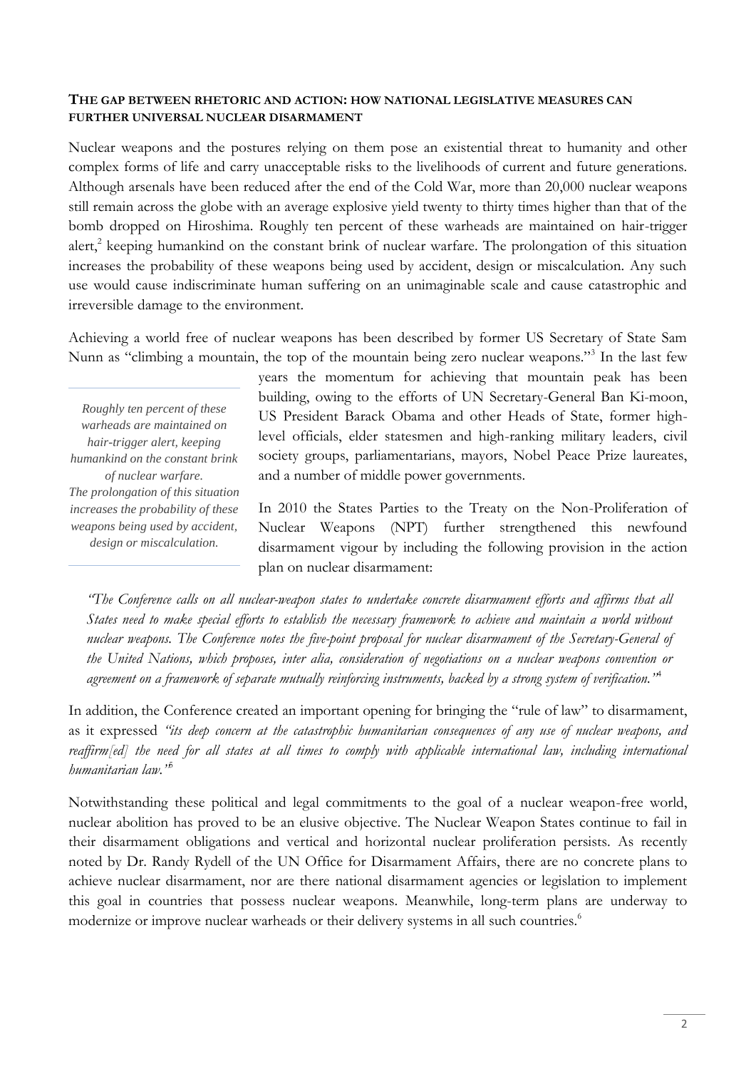**THE GAP BETWEEN RHETORIC AND ACTION: HOW NATIONAL LEGISLATIVE MEASURES CAN FURTHER UNIVERSAL NUCLEAR DISARMAMENT**

Nuclear weapons and the postures relying on them pose an existential threat to humanity and other complex forms of life and carry unacceptable risks to the livelihoods of current and future generations. Although arsenals have been reduced after the end of the Cold War, more than 20,000 nuclear weapons still remain across the globe with an average explosive yield twenty to thirty times higher than that of the bomb dropped on Hiroshima. Roughly ten percent of these warheads are maintained on hair-trigger alert,[2] keeping humankind on the constant brink of nuclear warfare. The prolongation of this situation increases the probability of these weapons being used by accident, design or miscalculation. Any such use would cause indiscriminate human suffering on an unimaginable scale and cause catastrophic and irreversible damage to the environment.

Achieving a world free of nuclear weapons has been described by former US Secretary of State Sam Nunn as "climbing a mountain, the top of the mountain being zero nuclear weapons."[3] In the last few years the momentum for achieving that mountain peak has been building, owing to the efforts of UN Secretary-General Ban Ki-moon, US President Barack Obama and other Heads of State, former high-level officials, elder statesmen and high-ranking military leaders, civil society groups, parliamentarians, mayors, Nobel Peace Prize laureates, and a number of middle power governments.

*Roughly ten percent of these warheads are maintained on hair-trigger alert, keeping humankind on the constant brink of nuclear warfare. The prolongation of this situation increases the probability of these weapons being used by accident, design or miscalculation.*

In 2010 the States Parties to the Treaty on the Non-Proliferation of Nuclear Weapons (NPT) further strengthened this newfound disarmament vigour by including the following provision in the action plan on nuclear disarmament:

*"The Conference calls on all nuclear-weapon states to undertake concrete disarmament efforts and affirms that all States need to make special efforts to establish the necessary framework to achieve and maintain a world without nuclear weapons. The Conference notes the five-point proposal for nuclear disarmament of the Secretary-General of the United Nations, which proposes, inter alia, consideration of negotiations on a nuclear weapons convention or agreement on a framework of separate mutually reinforcing instruments, backed by a strong system of verification."*[4]

In addition, the Conference created an important opening for bringing the "rule of law" to disarmament, as it expressed *"its deep concern at the catastrophic humanitarian consequences of any use of nuclear weapons, and reaffirm[ed] the need for all states at all times to comply with applicable international law, including international humanitarian law."*[5]

Notwithstanding these political and legal commitments to the goal of a nuclear weapon-free world, nuclear abolition has proved to be an elusive objective. The Nuclear Weapon States continue to fail in their disarmament obligations and vertical and horizontal nuclear proliferation persists. As recently noted by Dr. Randy Rydell of the UN Office for Disarmament Affairs, there are no concrete plans to achieve nuclear disarmament, nor are there national disarmament agencies or legislation to implement this goal in countries that possess nuclear weapons. Meanwhile, long-term plans are underway to modernize or improve nuclear warheads or their delivery systems in all such countries.[6]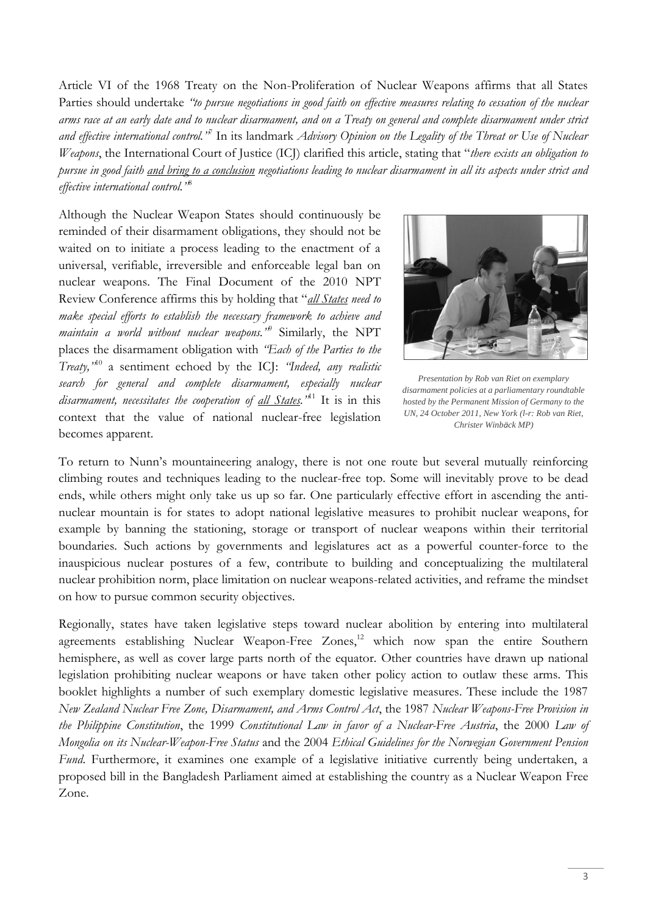Article VI of the 1968 Treaty on the Non-Proliferation of Nuclear Weapons affirms that all States Parties should undertake *"to pursue negotiations in good faith on effective measures relating to cessation of the nuclear arms race at an early date and to nuclear disarmament, and on a Treaty on general and complete disarmament under strict and effective international control."*[7] In its landmark *Advisory Opinion on the Legality of the Threat or Use of Nuclear Weapons*, the International Court of Justice (ICJ) clarified this article, stating that "*there exists an obligation to pursue in good faith <u>and bring to a conclusion</u> negotiations leading to nuclear disarmament in all its aspects under strict and effective international control.*"[8]

Although the Nuclear Weapon States should continuously be reminded of their disarmament obligations, they should not be waited on to initiate a process leading to the enactment of a universal, verifiable, irreversible and enforceable legal ban on nuclear weapons. The Final Document of the 2010 NPT Review Conference affirms this by holding that "*<u>all States</u> need to make special efforts to establish the necessary framework to achieve and maintain a world without nuclear weapons.*"[9] Similarly, the NPT places the disarmament obligation with *"Each of the Parties to the Treaty,"*[10] a sentiment echoed by the ICJ: *"Indeed, any realistic search for general and complete disarmament, especially nuclear disarmament, necessitates the cooperation of <u>all States</u>."*[11] It is in this context that the value of national nuclear-free legislation becomes apparent.

*Presentation by Rob van Riet on exemplary disarmament policies at a parliamentary roundtable hosted by the Permanent Mission of Germany to the UN, 24 October 2011, New York (l-r: Rob van Riet, Christer Winbäck MP)*

To return to Nunn's mountaineering analogy, there is not one route but several mutually reinforcing climbing routes and techniques leading to the nuclear-free top. Some will inevitably prove to be dead ends, while others might only take us up so far. One particularly effective effort in ascending the anti-nuclear mountain is for states to adopt national legislative measures to prohibit nuclear weapons, for example by banning the stationing, storage or transport of nuclear weapons within their territorial boundaries. Such actions by governments and legislatures act as a powerful counter-force to the inauspicious nuclear postures of a few, contribute to building and conceptualizing the multilateral nuclear prohibition norm, place limitation on nuclear weapons-related activities, and reframe the mindset on how to pursue common security objectives.

Regionally, states have taken legislative steps toward nuclear abolition by entering into multilateral agreements establishing Nuclear Weapon-Free Zones,[12] which now span the entire Southern hemisphere, as well as cover large parts north of the equator. Other countries have drawn up national legislation prohibiting nuclear weapons or have taken other policy action to outlaw these arms. This booklet highlights a number of such exemplary domestic legislative measures. These include the 1987 *New Zealand Nuclear Free Zone, Disarmament, and Arms Control Act*, the 1987 *Nuclear Weapons-Free Provision in the Philippine Constitution*, the 1999 *Constitutional Law in favor of a Nuclear-Free Austria*, the 2000 *Law of Mongolia on its Nuclear-Weapon-Free Status* and the 2004 *Ethical Guidelines for the Norwegian Government Pension Fund*. Furthermore, it examines one example of a legislative initiative currently being undertaken, a proposed bill in the Bangladesh Parliament aimed at establishing the country as a Nuclear Weapon Free Zone.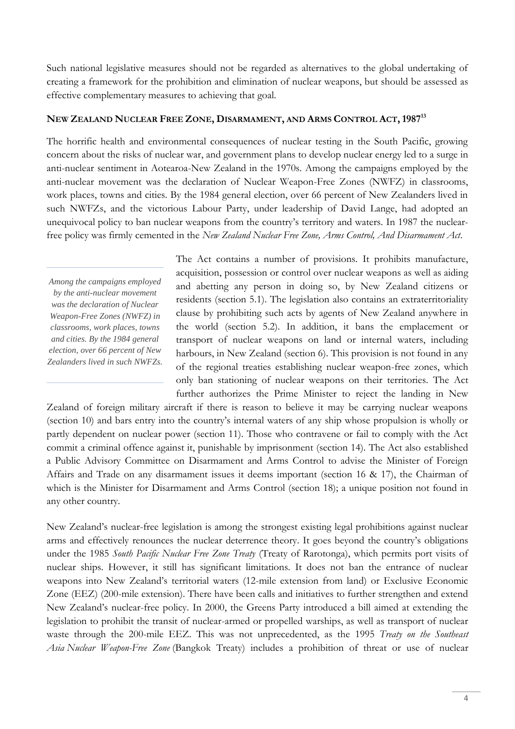Such national legislative measures should not be regarded as alternatives to the global undertaking of creating a framework for the prohibition and elimination of nuclear weapons, but should be assessed as effective complementary measures to achieving that goal.

### NEW ZEALAND NUCLEAR FREE ZONE, DISARMAMENT, AND ARMS CONTROL ACT, 1987[13]

The horrific health and environmental consequences of nuclear testing in the South Pacific, growing concern about the risks of nuclear war, and government plans to develop nuclear energy led to a surge in anti-nuclear sentiment in Aotearoa-New Zealand in the 1970s. Among the campaigns employed by the anti-nuclear movement was the declaration of Nuclear Weapon-Free Zones (NWFZ) in classrooms, work places, towns and cities. By the 1984 general election, over 66 percent of New Zealanders lived in such NWFZs, and the victorious Labour Party, under leadership of David Lange, had adopted an unequivocal policy to ban nuclear weapons from the country's territory and waters. In 1987 the nuclear-free policy was firmly cemented in the *New Zealand Nuclear Free Zone, Arms Control, And Disarmament Act*.

> *Among the campaigns employed by the anti-nuclear movement was the declaration of Nuclear Weapon-Free Zones (NWFZ) in classrooms, work places, towns and cities. By the 1984 general election, over 66 percent of New Zealanders lived in such NWFZs.*

The Act contains a number of provisions. It prohibits manufacture, acquisition, possession or control over nuclear weapons as well as aiding and abetting any person in doing so, by New Zealand citizens or residents (section 5.1). The legislation also contains an extraterritoriality clause by prohibiting such acts by agents of New Zealand anywhere in the world (section 5.2). In addition, it bans the emplacement or transport of nuclear weapons on land or internal waters, including harbours, in New Zealand (section 6). This provision is not found in any of the regional treaties establishing nuclear weapon-free zones, which only ban stationing of nuclear weapons on their territories. The Act further authorizes the Prime Minister to reject the landing in New Zealand of foreign military aircraft if there is reason to believe it may be carrying nuclear weapons (section 10) and bars entry into the country's internal waters of any ship whose propulsion is wholly or partly dependent on nuclear power (section 11). Those who contravene or fail to comply with the Act commit a criminal offence against it, punishable by imprisonment (section 14). The Act also established a Public Advisory Committee on Disarmament and Arms Control to advise the Minister of Foreign Affairs and Trade on any disarmament issues it deems important (section 16 & 17), the Chairman of which is the Minister for Disarmament and Arms Control (section 18); a unique position not found in any other country.

New Zealand's nuclear-free legislation is among the strongest existing legal prohibitions against nuclear arms and effectively renounces the nuclear deterrence theory. It goes beyond the country's obligations under the 1985 *South Pacific Nuclear Free Zone Treaty* (Treaty of Rarotonga), which permits port visits of nuclear ships. However, it still has significant limitations. It does not ban the entrance of nuclear weapons into New Zealand's territorial waters (12-mile extension from land) or Exclusive Economic Zone (EEZ) (200-mile extension). There have been calls and initiatives to further strengthen and extend New Zealand's nuclear-free policy. In 2000, the Greens Party introduced a bill aimed at extending the legislation to prohibit the transit of nuclear-armed or propelled warships, as well as transport of nuclear waste through the 200-mile EEZ. This was not unprecedented, as the 1995 *Treaty on the Southeast Asia Nuclear Weapon-Free Zone* (Bangkok Treaty) includes a prohibition of threat or use of nuclear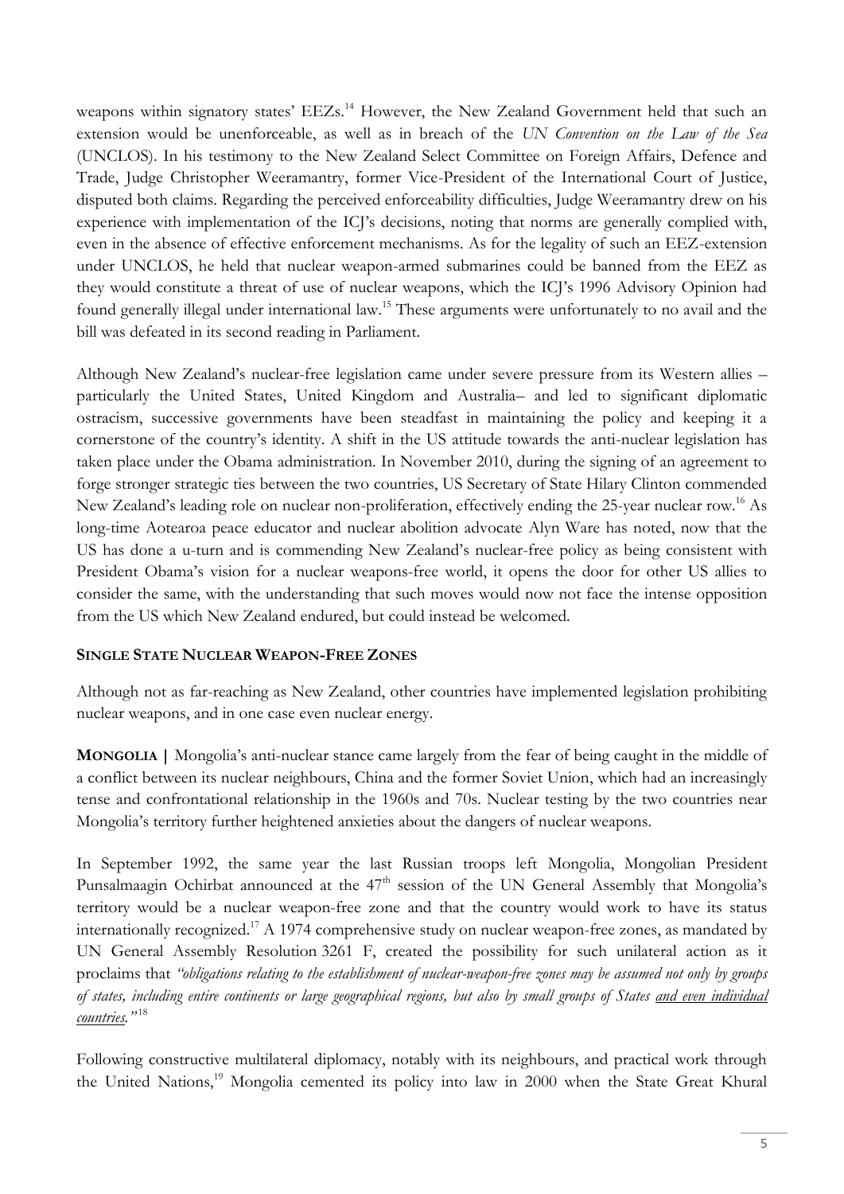weapons within signatory states' EEZs.[14] However, the New Zealand Government held that such an extension would be unenforceable, as well as in breach of the *UN Convention on the Law of the Sea* (UNCLOS). In his testimony to the New Zealand Select Committee on Foreign Affairs, Defence and Trade, Judge Christopher Weeramantry, former Vice-President of the International Court of Justice, disputed both claims. Regarding the perceived enforceability difficulties, Judge Weeramantry drew on his experience with implementation of the ICJ's decisions, noting that norms are generally complied with, even in the absence of effective enforcement mechanisms. As for the legality of such an EEZ-extension under UNCLOS, he held that nuclear weapon-armed submarines could be banned from the EEZ as they would constitute a threat of use of nuclear weapons, which the ICJ's 1996 Advisory Opinion had found generally illegal under international law.[15] These arguments were unfortunately to no avail and the bill was defeated in its second reading in Parliament.

Although New Zealand's nuclear-free legislation came under severe pressure from its Western allies – particularly the United States, United Kingdom and Australia– and led to significant diplomatic ostracism, successive governments have been steadfast in maintaining the policy and keeping it a cornerstone of the country's identity. A shift in the US attitude towards the anti-nuclear legislation has taken place under the Obama administration. In November 2010, during the signing of an agreement to forge stronger strategic ties between the two countries, US Secretary of State Hilary Clinton commended New Zealand's leading role on nuclear non-proliferation, effectively ending the 25-year nuclear row.[16] As long-time Aotearoa peace educator and nuclear abolition advocate Alyn Ware has noted, now that the US has done a u-turn and is commending New Zealand's nuclear-free policy as being consistent with President Obama's vision for a nuclear weapons-free world, it opens the door for other US allies to consider the same, with the understanding that such moves would now not face the intense opposition from the US which New Zealand endured, but could instead be welcomed.

## SINGLE STATE NUCLEAR WEAPON-FREE ZONES

Although not as far-reaching as New Zealand, other countries have implemented legislation prohibiting nuclear weapons, and in one case even nuclear energy.

**MONGOLIA |** Mongolia's anti-nuclear stance came largely from the fear of being caught in the middle of a conflict between its nuclear neighbours, China and the former Soviet Union, which had an increasingly tense and confrontational relationship in the 1960s and 70s. Nuclear testing by the two countries near Mongolia's territory further heightened anxieties about the dangers of nuclear weapons.

In September 1992, the same year the last Russian troops left Mongolia, Mongolian President Punsalmaagin Ochirbat announced at the 47th session of the UN General Assembly that Mongolia's territory would be a nuclear weapon-free zone and that the country would work to have its status internationally recognized.[17] A 1974 comprehensive study on nuclear weapon-free zones, as mandated by UN General Assembly Resolution 3261 F, created the possibility for such unilateral action as it proclaims that *"obligations relating to the establishment of nuclear-weapon-free zones may be assumed not only by groups of states, including entire continents or large geographical regions, but also by small groups of States <u>and even individual countries</u>."*[18]

Following constructive multilateral diplomacy, notably with its neighbours, and practical work through the United Nations,[19] Mongolia cemented its policy into law in 2000 when the State Great Khural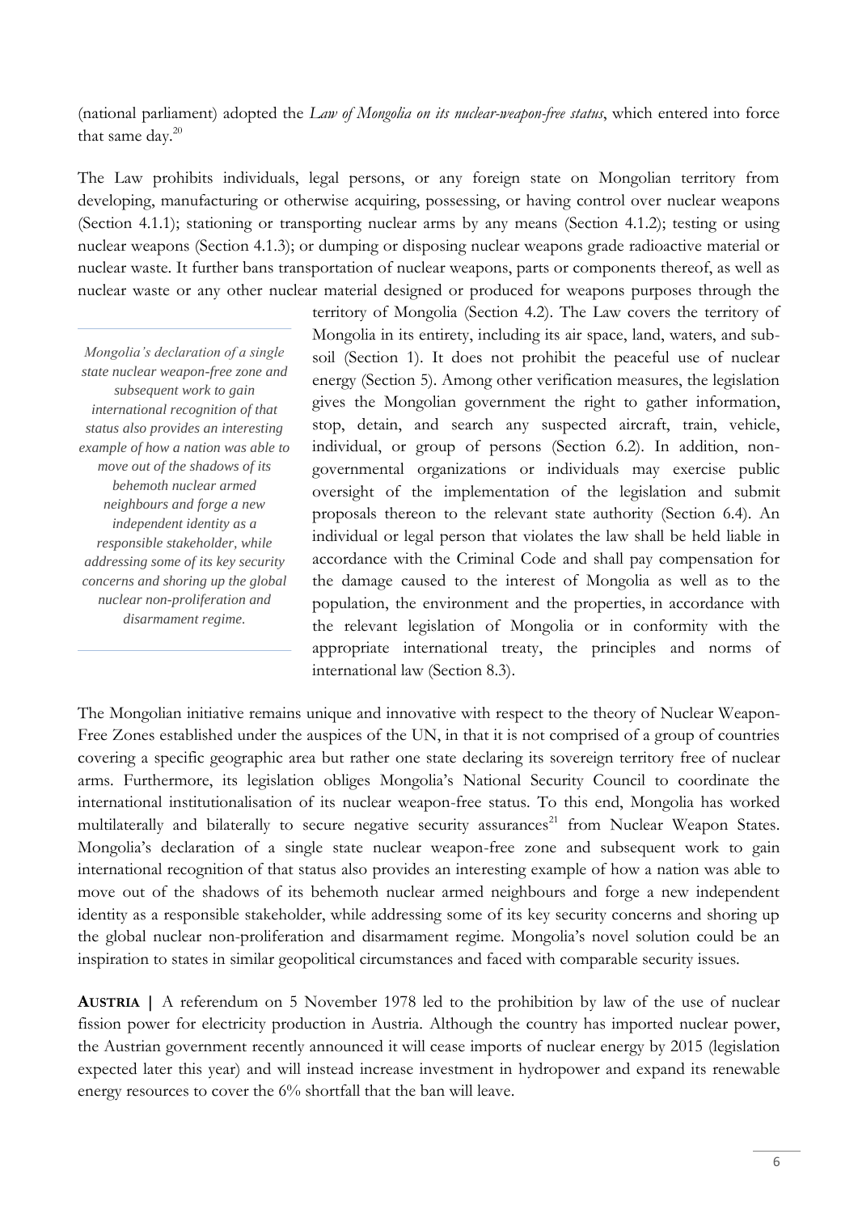(national parliament) adopted the *Law of Mongolia on its nuclear-weapon-free status*, which entered into force that same day.[20]

The Law prohibits individuals, legal persons, or any foreign state on Mongolian territory from developing, manufacturing or otherwise acquiring, possessing, or having control over nuclear weapons (Section 4.1.1); stationing or transporting nuclear arms by any means (Section 4.1.2); testing or using nuclear weapons (Section 4.1.3); or dumping or disposing nuclear weapons grade radioactive material or nuclear waste. It further bans transportation of nuclear weapons, parts or components thereof, as well as nuclear waste or any other nuclear material designed or produced for weapons purposes through the territory of Mongolia (Section 4.2). The Law covers the territory of Mongolia in its entirety, including its air space, land, waters, and sub-soil (Section 1). It does not prohibit the peaceful use of nuclear energy (Section 5). Among other verification measures, the legislation gives the Mongolian government the right to gather information, stop, detain, and search any suspected aircraft, train, vehicle, individual, or group of persons (Section 6.2). In addition, non-governmental organizations or individuals may exercise public oversight of the implementation of the legislation and submit proposals thereon to the relevant state authority (Section 6.4). An individual or legal person that violates the law shall be held liable in accordance with the Criminal Code and shall pay compensation for the damage caused to the interest of Mongolia as well as to the population, the environment and the properties, in accordance with the relevant legislation of Mongolia or in conformity with the appropriate international treaty, the principles and norms of international law (Section 8.3).

> *Mongolia's declaration of a single state nuclear weapon-free zone and subsequent work to gain international recognition of that status also provides an interesting example of how a nation was able to move out of the shadows of its behemoth nuclear armed neighbours and forge a new independent identity as a responsible stakeholder, while addressing some of its key security concerns and shoring up the global nuclear non-proliferation and disarmament regime.*

The Mongolian initiative remains unique and innovative with respect to the theory of Nuclear Weapon-Free Zones established under the auspices of the UN, in that it is not comprised of a group of countries covering a specific geographic area but rather one state declaring its sovereign territory free of nuclear arms. Furthermore, its legislation obliges Mongolia's National Security Council to coordinate the international institutionalisation of its nuclear weapon-free status. To this end, Mongolia has worked multilaterally and bilaterally to secure negative security assurances[21] from Nuclear Weapon States. Mongolia's declaration of a single state nuclear weapon-free zone and subsequent work to gain international recognition of that status also provides an interesting example of how a nation was able to move out of the shadows of its behemoth nuclear armed neighbours and forge a new independent identity as a responsible stakeholder, while addressing some of its key security concerns and shoring up the global nuclear non-proliferation and disarmament regime. Mongolia's novel solution could be an inspiration to states in similar geopolitical circumstances and faced with comparable security issues.

**AUSTRIA |** A referendum on 5 November 1978 led to the prohibition by law of the use of nuclear fission power for electricity production in Austria. Although the country has imported nuclear power, the Austrian government recently announced it will cease imports of nuclear energy by 2015 (legislation expected later this year) and will instead increase investment in hydropower and expand its renewable energy resources to cover the 6% shortfall that the ban will leave.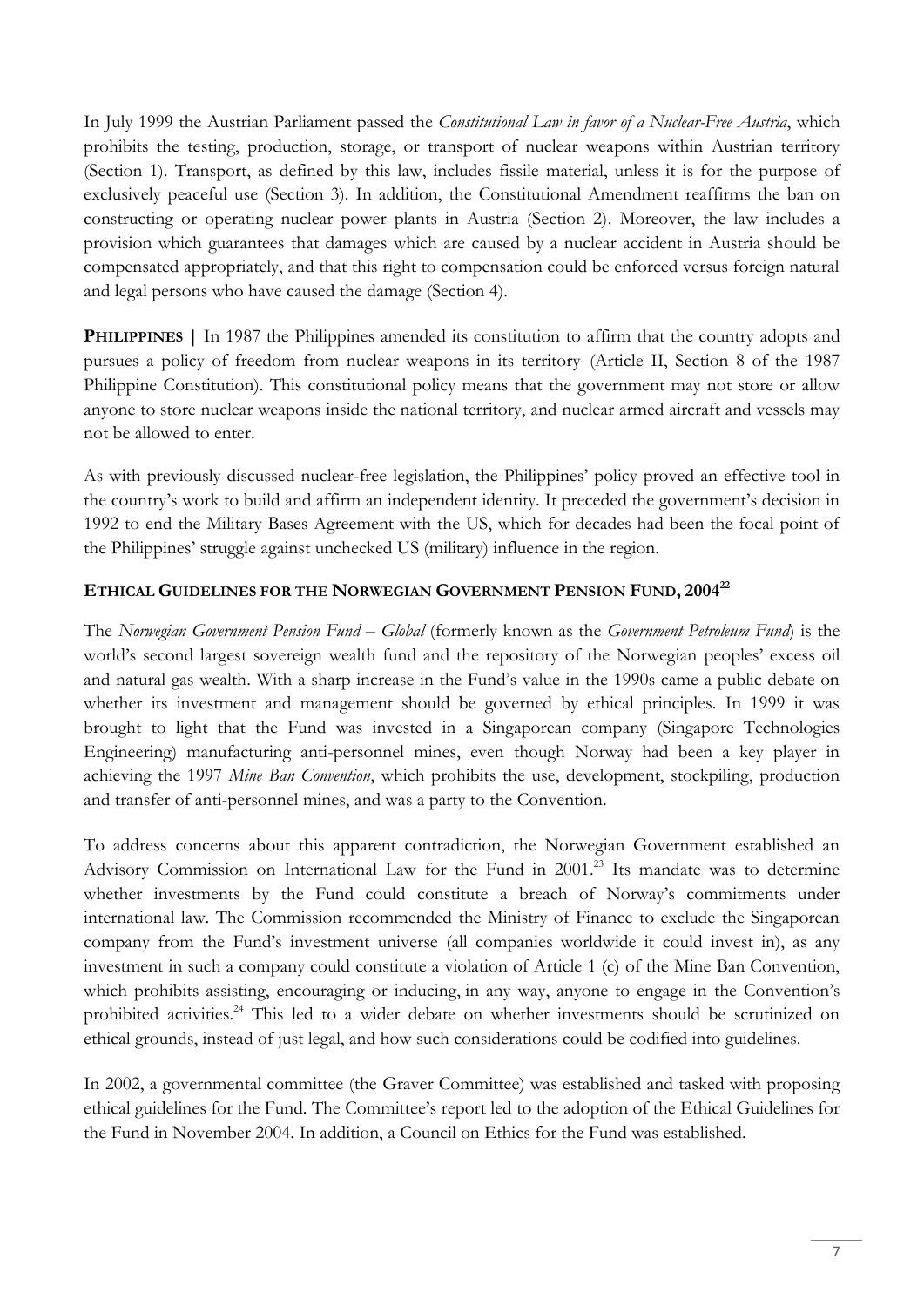In July 1999 the Austrian Parliament passed the *Constitutional Law in favor of a Nuclear-Free Austria*, which prohibits the testing, production, storage, or transport of nuclear weapons within Austrian territory (Section 1). Transport, as defined by this law, includes fissile material, unless it is for the purpose of exclusively peaceful use (Section 3). In addition, the Constitutional Amendment reaffirms the ban on constructing or operating nuclear power plants in Austria (Section 2). Moreover, the law includes a provision which guarantees that damages which are caused by a nuclear accident in Austria should be compensated appropriately, and that this right to compensation could be enforced versus foreign natural and legal persons who have caused the damage (Section 4).

**PHILIPPINES |** In 1987 the Philippines amended its constitution to affirm that the country adopts and pursues a policy of freedom from nuclear weapons in its territory (Article II, Section 8 of the 1987 Philippine Constitution). This constitutional policy means that the government may not store or allow anyone to store nuclear weapons inside the national territory, and nuclear armed aircraft and vessels may not be allowed to enter.

As with previously discussed nuclear-free legislation, the Philippines' policy proved an effective tool in the country's work to build and affirm an independent identity. It preceded the government's decision in 1992 to end the Military Bases Agreement with the US, which for decades had been the focal point of the Philippines' struggle against unchecked US (military) influence in the region.

## ETHICAL GUIDELINES FOR THE NORWEGIAN GOVERNMENT PENSION FUND, 2004[22]

The *Norwegian Government Pension Fund – Global* (formerly known as the *Government Petroleum Fund*) is the world's second largest sovereign wealth fund and the repository of the Norwegian peoples' excess oil and natural gas wealth. With a sharp increase in the Fund's value in the 1990s came a public debate on whether its investment and management should be governed by ethical principles. In 1999 it was brought to light that the Fund was invested in a Singaporean company (Singapore Technologies Engineering) manufacturing anti-personnel mines, even though Norway had been a key player in achieving the 1997 *Mine Ban Convention*, which prohibits the use, development, stockpiling, production and transfer of anti-personnel mines, and was a party to the Convention.

To address concerns about this apparent contradiction, the Norwegian Government established an Advisory Commission on International Law for the Fund in 2001.[23] Its mandate was to determine whether investments by the Fund could constitute a breach of Norway's commitments under international law. The Commission recommended the Ministry of Finance to exclude the Singaporean company from the Fund's investment universe (all companies worldwide it could invest in), as any investment in such a company could constitute a violation of Article 1 (c) of the Mine Ban Convention, which prohibits assisting, encouraging or inducing, in any way, anyone to engage in the Convention's prohibited activities.[24] This led to a wider debate on whether investments should be scrutinized on ethical grounds, instead of just legal, and how such considerations could be codified into guidelines.

In 2002, a governmental committee (the Graver Committee) was established and tasked with proposing ethical guidelines for the Fund. The Committee's report led to the adoption of the Ethical Guidelines for the Fund in November 2004. In addition, a Council on Ethics for the Fund was established.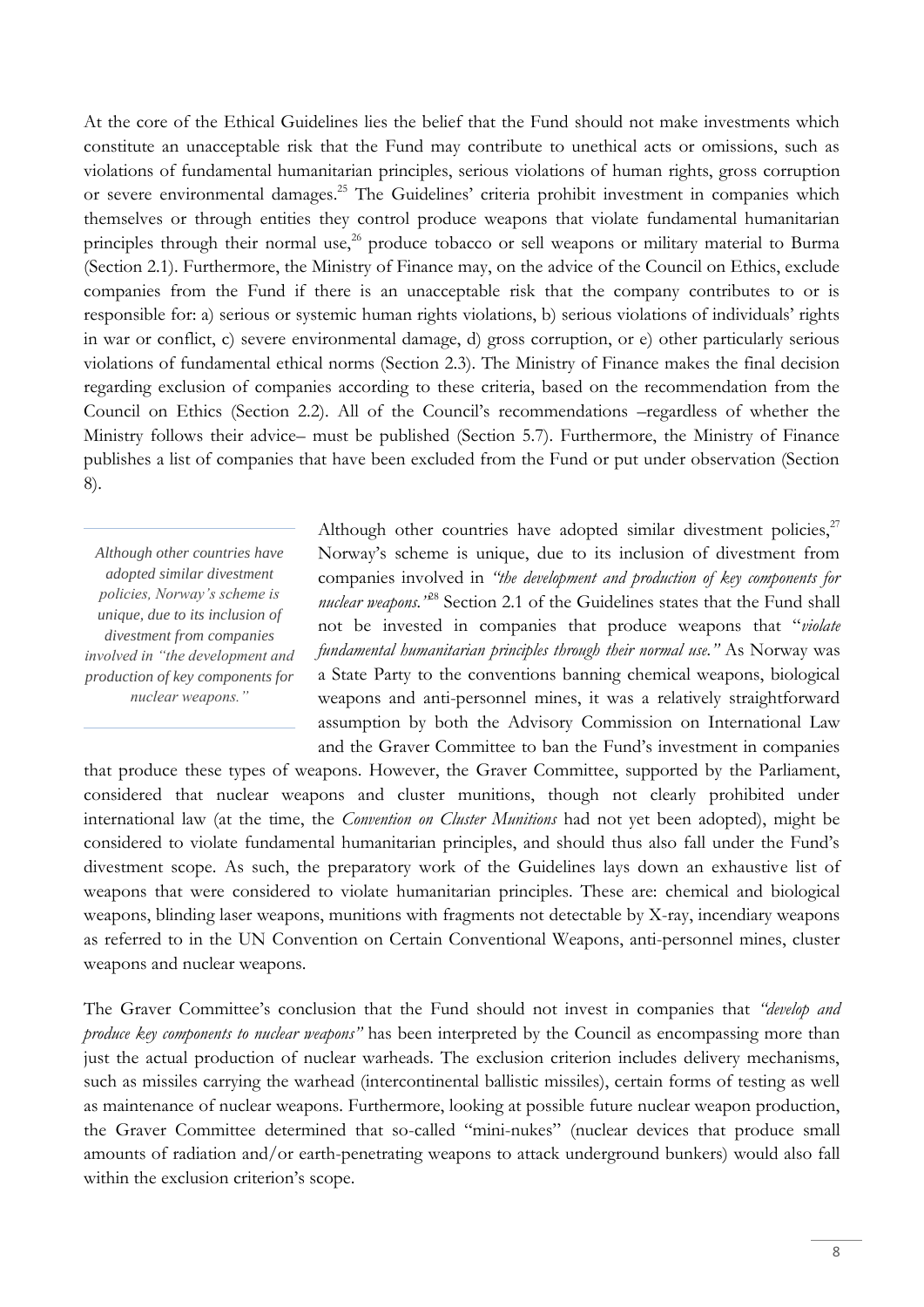At the core of the Ethical Guidelines lies the belief that the Fund should not make investments which constitute an unacceptable risk that the Fund may contribute to unethical acts or omissions, such as violations of fundamental humanitarian principles, serious violations of human rights, gross corruption or severe environmental damages.[25] The Guidelines' criteria prohibit investment in companies which themselves or through entities they control produce weapons that violate fundamental humanitarian principles through their normal use,[26] produce tobacco or sell weapons or military material to Burma (Section 2.1). Furthermore, the Ministry of Finance may, on the advice of the Council on Ethics, exclude companies from the Fund if there is an unacceptable risk that the company contributes to or is responsible for: a) serious or systemic human rights violations, b) serious violations of individuals' rights in war or conflict, c) severe environmental damage, d) gross corruption, or e) other particularly serious violations of fundamental ethical norms (Section 2.3). The Ministry of Finance makes the final decision regarding exclusion of companies according to these criteria, based on the recommendation from the Council on Ethics (Section 2.2). All of the Council's recommendations –regardless of whether the Ministry follows their advice– must be published (Section 5.7). Furthermore, the Ministry of Finance publishes a list of companies that have been excluded from the Fund or put under observation (Section 8).

> *Although other countries have adopted similar divestment policies, Norway's scheme is unique, due to its inclusion of divestment from companies involved in "the development and production of key components for nuclear weapons."*

Although other countries have adopted similar divestment policies,[27] Norway's scheme is unique, due to its inclusion of divestment from companies involved in *"the development and production of key components for nuclear weapons."*[28] Section 2.1 of the Guidelines states that the Fund shall not be invested in companies that produce weapons that "*violate fundamental humanitarian principles through their normal use."* As Norway was a State Party to the conventions banning chemical weapons, biological weapons and anti-personnel mines, it was a relatively straightforward assumption by both the Advisory Commission on International Law and the Graver Committee to ban the Fund's investment in companies that produce these types of weapons. However, the Graver Committee, supported by the Parliament, considered that nuclear weapons and cluster munitions, though not clearly prohibited under international law (at the time, the *Convention on Cluster Munitions* had not yet been adopted), might be considered to violate fundamental humanitarian principles, and should thus also fall under the Fund's divestment scope. As such, the preparatory work of the Guidelines lays down an exhaustive list of weapons that were considered to violate humanitarian principles. These are: chemical and biological weapons, blinding laser weapons, munitions with fragments not detectable by X-ray, incendiary weapons as referred to in the UN Convention on Certain Conventional Weapons, anti-personnel mines, cluster weapons and nuclear weapons.

The Graver Committee's conclusion that the Fund should not invest in companies that *"develop and produce key components to nuclear weapons"* has been interpreted by the Council as encompassing more than just the actual production of nuclear warheads. The exclusion criterion includes delivery mechanisms, such as missiles carrying the warhead (intercontinental ballistic missiles), certain forms of testing as well as maintenance of nuclear weapons. Furthermore, looking at possible future nuclear weapon production, the Graver Committee determined that so-called "mini-nukes" (nuclear devices that produce small amounts of radiation and/or earth-penetrating weapons to attack underground bunkers) would also fall within the exclusion criterion's scope.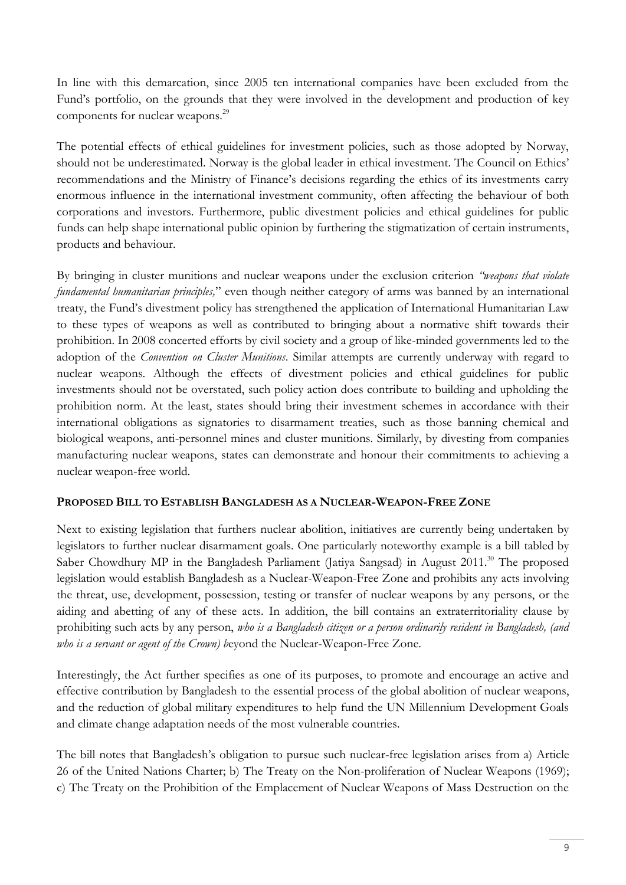In line with this demarcation, since 2005 ten international companies have been excluded from the Fund's portfolio, on the grounds that they were involved in the development and production of key components for nuclear weapons.[29]

The potential effects of ethical guidelines for investment policies, such as those adopted by Norway, should not be underestimated. Norway is the global leader in ethical investment. The Council on Ethics' recommendations and the Ministry of Finance's decisions regarding the ethics of its investments carry enormous influence in the international investment community, often affecting the behaviour of both corporations and investors. Furthermore, public divestment policies and ethical guidelines for public funds can help shape international public opinion by furthering the stigmatization of certain instruments, products and behaviour.

By bringing in cluster munitions and nuclear weapons under the exclusion criterion *"weapons that violate fundamental humanitarian principles,"* even though neither category of arms was banned by an international treaty, the Fund's divestment policy has strengthened the application of International Humanitarian Law to these types of weapons as well as contributed to bringing about a normative shift towards their prohibition. In 2008 concerted efforts by civil society and a group of like-minded governments led to the adoption of the *Convention on Cluster Munitions*. Similar attempts are currently underway with regard to nuclear weapons. Although the effects of divestment policies and ethical guidelines for public investments should not be overstated, such policy action does contribute to building and upholding the prohibition norm. At the least, states should bring their investment schemes in accordance with their international obligations as signatories to disarmament treaties, such as those banning chemical and biological weapons, anti-personnel mines and cluster munitions. Similarly, by divesting from companies manufacturing nuclear weapons, states can demonstrate and honour their commitments to achieving a nuclear weapon-free world.

## PROPOSED BILL TO ESTABLISH BANGLADESH AS A NUCLEAR-WEAPON-FREE ZONE

Next to existing legislation that furthers nuclear abolition, initiatives are currently being undertaken by legislators to further nuclear disarmament goals. One particularly noteworthy example is a bill tabled by Saber Chowdhury MP in the Bangladesh Parliament (Jatiya Sangsad) in August 2011.[30] The proposed legislation would establish Bangladesh as a Nuclear-Weapon-Free Zone and prohibits any acts involving the threat, use, development, possession, testing or transfer of nuclear weapons by any persons, or the aiding and abetting of any of these acts. In addition, the bill contains an extraterritoriality clause by prohibiting such acts by any person, *who is a Bangladesh citizen or a person ordinarily resident in Bangladesh, (and who is a servant or agent of the Crown) b*eyond the Nuclear-Weapon-Free Zone.

Interestingly, the Act further specifies as one of its purposes, to promote and encourage an active and effective contribution by Bangladesh to the essential process of the global abolition of nuclear weapons, and the reduction of global military expenditures to help fund the UN Millennium Development Goals and climate change adaptation needs of the most vulnerable countries.

The bill notes that Bangladesh's obligation to pursue such nuclear-free legislation arises from a) Article 26 of the United Nations Charter; b) The Treaty on the Non-proliferation of Nuclear Weapons (1969); c) The Treaty on the Prohibition of the Emplacement of Nuclear Weapons of Mass Destruction on the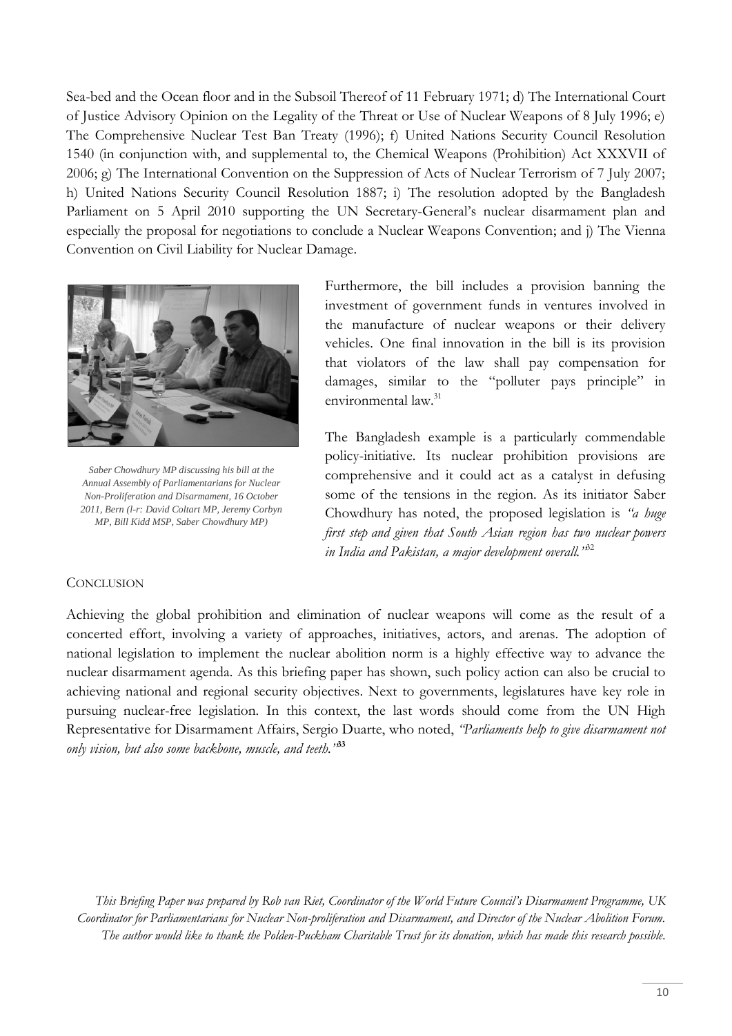Sea-bed and the Ocean floor and in the Subsoil Thereof of 11 February 1971; d) The International Court of Justice Advisory Opinion on the Legality of the Threat or Use of Nuclear Weapons of 8 July 1996; e) The Comprehensive Nuclear Test Ban Treaty (1996); f) United Nations Security Council Resolution 1540 (in conjunction with, and supplemental to, the Chemical Weapons (Prohibition) Act XXXVII of 2006; g) The International Convention on the Suppression of Acts of Nuclear Terrorism of 7 July 2007; h) United Nations Security Council Resolution 1887; i) The resolution adopted by the Bangladesh Parliament on 5 April 2010 supporting the UN Secretary-General's nuclear disarmament plan and especially the proposal for negotiations to conclude a Nuclear Weapons Convention; and j) The Vienna Convention on Civil Liability for Nuclear Damage.

*Saber Chowdhury MP discussing his bill at the Annual Assembly of Parliamentarians for Nuclear Non-Proliferation and Disarmament, 16 October 2011, Bern (l-r: David Coltart MP, Jeremy Corbyn MP, Bill Kidd MSP, Saber Chowdhury MP)*

Furthermore, the bill includes a provision banning the investment of government funds in ventures involved in the manufacture of nuclear weapons or their delivery vehicles. One final innovation in the bill is its provision that violators of the law shall pay compensation for damages, similar to the "polluter pays principle" in environmental law.[31]

The Bangladesh example is a particularly commendable policy-initiative. Its nuclear prohibition provisions are comprehensive and it could act as a catalyst in defusing some of the tensions in the region. As its initiator Saber Chowdhury has noted, the proposed legislation is *"a huge first step and given that South Asian region has two nuclear powers in India and Pakistan, a major development overall."*[32]

## CONCLUSION

Achieving the global prohibition and elimination of nuclear weapons will come as the result of a concerted effort, involving a variety of approaches, initiatives, actors, and arenas. The adoption of national legislation to implement the nuclear abolition norm is a highly effective way to advance the nuclear disarmament agenda. As this briefing paper has shown, such policy action can also be crucial to achieving national and regional security objectives. Next to governments, legislatures have key role in pursuing nuclear-free legislation. In this context, the last words should come from the UN High Representative for Disarmament Affairs, Sergio Duarte, who noted, *"Parliaments help to give disarmament not only vision, but also some backbone, muscle, and teeth."*[33]

*This Briefing Paper was prepared by Rob van Riet, Coordinator of the World Future Council's Disarmament Programme, UK Coordinator for Parliamentarians for Nuclear Non-proliferation and Disarmament, and Director of the Nuclear Abolition Forum. The author would like to thank the Polden-Puckham Charitable Trust for its donation, which has made this research possible.*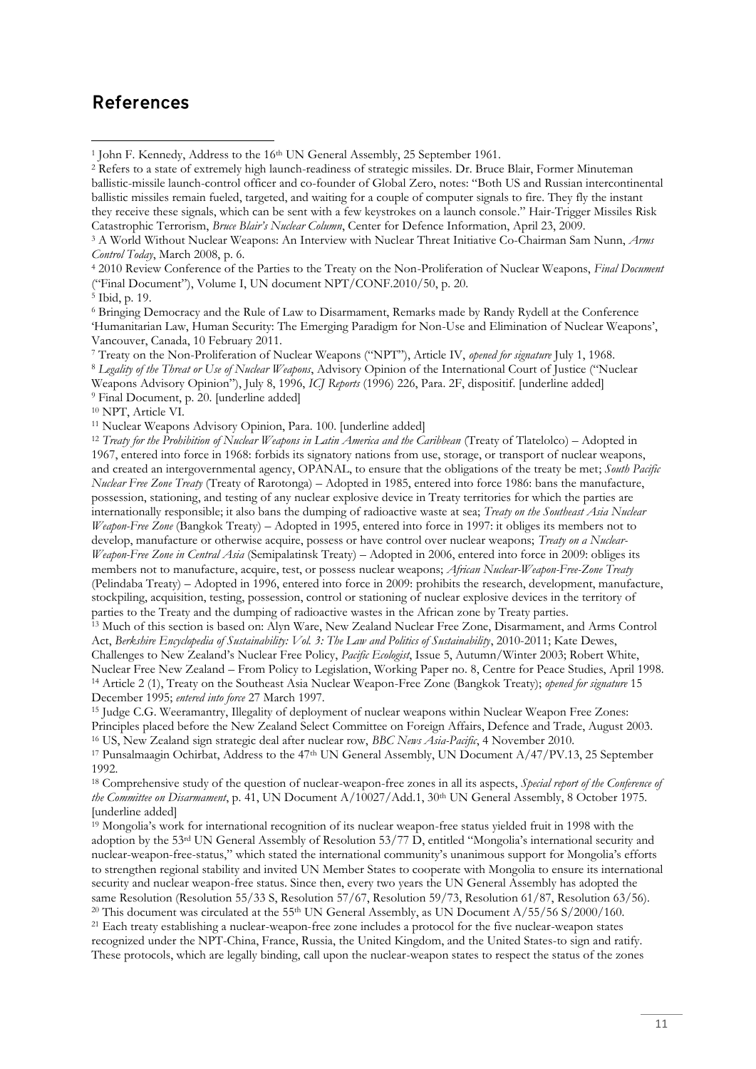## References

[1] John F. Kennedy, Address to the 16th UN General Assembly, 25 September 1961.

[2] Refers to a state of extremely high launch-readiness of strategic missiles. Dr. Bruce Blair, Former Minuteman ballistic-missile launch-control officer and co-founder of Global Zero, notes: "Both US and Russian intercontinental ballistic missiles remain fueled, targeted, and waiting for a couple of computer signals to fire. They fly the instant they receive these signals, which can be sent with a few keystrokes on a launch console." Hair-Trigger Missiles Risk Catastrophic Terrorism, *Bruce Blair's Nuclear Column*, Center for Defence Information, April 23, 2009.

[3] A World Without Nuclear Weapons: An Interview with Nuclear Threat Initiative Co-Chairman Sam Nunn, *Arms Control Today*, March 2008, p. 6.

[4] 2010 Review Conference of the Parties to the Treaty on the Non-Proliferation of Nuclear Weapons, *Final Document* ("Final Document"), Volume I, UN document NPT/CONF.2010/50, p. 20.

[5] Ibid, p. 19.

[6] Bringing Democracy and the Rule of Law to Disarmament, Remarks made by Randy Rydell at the Conference 'Humanitarian Law, Human Security: The Emerging Paradigm for Non-Use and Elimination of Nuclear Weapons', Vancouver, Canada, 10 February 2011.

[7] Treaty on the Non-Proliferation of Nuclear Weapons ("NPT"), Article IV, *opened for signature* July 1, 1968.

[8] *Legality of the Threat or Use of Nuclear Weapons*, Advisory Opinion of the International Court of Justice ("Nuclear Weapons Advisory Opinion"), July 8, 1996, *ICJ Reports* (1996) 226, Para. 2F, dispositif. [underline added]

[9] Final Document, p. 20. [underline added]

[10] NPT, Article VI.

[11] Nuclear Weapons Advisory Opinion, Para. 100. [underline added]

[12] *Treaty for the Prohibition of Nuclear Weapons in Latin America and the Caribbean* (Treaty of Tlatelolco) – Adopted in 1967, entered into force in 1968: forbids its signatory nations from use, storage, or transport of nuclear weapons, and created an intergovernmental agency, OPANAL, to ensure that the obligations of the treaty be met; *South Pacific Nuclear Free Zone Treaty* (Treaty of Rarotonga) – Adopted in 1985, entered into force 1986: bans the manufacture, possession, stationing, and testing of any nuclear explosive device in Treaty territories for which the parties are internationally responsible; it also bans the dumping of radioactive waste at sea; *Treaty on the Southeast Asia Nuclear Weapon-Free Zone* (Bangkok Treaty) – Adopted in 1995, entered into force in 1997: it obliges its members not to develop, manufacture or otherwise acquire, possess or have control over nuclear weapons; *Treaty on a Nuclear-Weapon-Free Zone in Central Asia* (Semipalatinsk Treaty) – Adopted in 2006, entered into force in 2009: obliges its members not to manufacture, acquire, test, or possess nuclear weapons; *African Nuclear-Weapon-Free-Zone Treaty* (Pelindaba Treaty) – Adopted in 1996, entered into force in 2009: prohibits the research, development, manufacture, stockpiling, acquisition, testing, possession, control or stationing of nuclear explosive devices in the territory of parties to the Treaty and the dumping of radioactive wastes in the African zone by Treaty parties.

[13] Much of this section is based on: Alyn Ware, New Zealand Nuclear Free Zone, Disarmament, and Arms Control Act, *Berkshire Encyclopedia of Sustainability: Vol. 3: The Law and Politics of Sustainability*, 2010-2011; Kate Dewes, Challenges to New Zealand's Nuclear Free Policy, *Pacific Ecologist*, Issue 5, Autumn/Winter 2003; Robert White, Nuclear Free New Zealand – From Policy to Legislation, Working Paper no. 8, Centre for Peace Studies, April 1998.

[14] Article 2 (1), Treaty on the Southeast Asia Nuclear Weapon-Free Zone (Bangkok Treaty); *opened for signature* 15 December 1995; *entered into force* 27 March 1997.

[15] Judge C.G. Weeramantry, Illegality of deployment of nuclear weapons within Nuclear Weapon Free Zones: Principles placed before the New Zealand Select Committee on Foreign Affairs, Defence and Trade, August 2003.

[16] US, New Zealand sign strategic deal after nuclear row, *BBC News Asia-Pacific*, 4 November 2010.

[17] Punsalmaagin Ochirbat, Address to the 47th UN General Assembly, UN Document A/47/PV.13, 25 September 1992.

[18] Comprehensive study of the question of nuclear-weapon-free zones in all its aspects, *Special report of the Conference of the Committee on Disarmament*, p. 41, UN Document A/10027/Add.1, 30th UN General Assembly, 8 October 1975. [underline added]

[19] Mongolia's work for international recognition of its nuclear weapon-free status yielded fruit in 1998 with the adoption by the 53rd UN General Assembly of Resolution 53/77 D, entitled "Mongolia's international security and nuclear-weapon-free-status," which stated the international community's unanimous support for Mongolia's efforts to strengthen regional stability and invited UN Member States to cooperate with Mongolia to ensure its international security and nuclear weapon-free status. Since then, every two years the UN General Assembly has adopted the same Resolution (Resolution 55/33 S, Resolution 57/67, Resolution 59/73, Resolution 61/87, Resolution 63/56).

[20] This document was circulated at the 55th UN General Assembly, as UN Document A/55/56 S/2000/160.

[21] Each treaty establishing a nuclear-weapon-free zone includes a protocol for the five nuclear-weapon states recognized under the NPT-China, France, Russia, the United Kingdom, and the United States-to sign and ratify. These protocols, which are legally binding, call upon the nuclear-weapon states to respect the status of the zones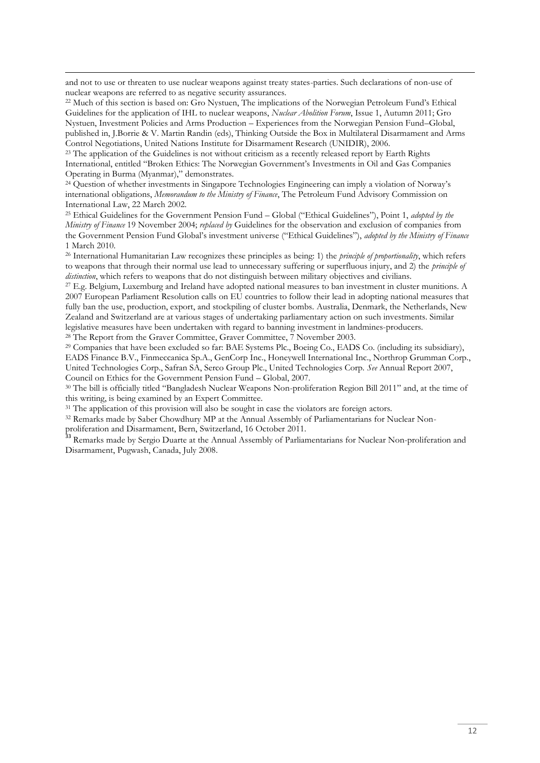and not to use or threaten to use nuclear weapons against treaty states-parties. Such declarations of non-use of nuclear weapons are referred to as negative security assurances.

[22] Much of this section is based on: Gro Nystuen, The implications of the Norwegian Petroleum Fund's Ethical Guidelines for the application of IHL to nuclear weapons, *Nuclear Abolition Forum*, Issue 1, Autumn 2011; Gro Nystuen, Investment Policies and Arms Production – Experiences from the Norwegian Pension Fund–Global, published in, J.Borrie & V. Martin Randin (eds), Thinking Outside the Box in Multilateral Disarmament and Arms Control Negotiations, United Nations Institute for Disarmament Research (UNIDIR), 2006.

[23] The application of the Guidelines is not without criticism as a recently released report by Earth Rights International, entitled "Broken Ethics: The Norwegian Government's Investments in Oil and Gas Companies Operating in Burma (Myanmar)," demonstrates.

[24] Question of whether investments in Singapore Technologies Engineering can imply a violation of Norway's international obligations, *Memorandum to the Ministry of Finance*, The Petroleum Fund Advisory Commission on International Law, 22 March 2002.

[25] Ethical Guidelines for the Government Pension Fund – Global ("Ethical Guidelines"), Point 1, *adopted by the Ministry of Finance* 19 November 2004; *replaced by* Guidelines for the observation and exclusion of companies from the Government Pension Fund Global's investment universe ("Ethical Guidelines"), *adopted by the Ministry of Finance* 1 March 2010.

[26] International Humanitarian Law recognizes these principles as being: 1) the *principle of proportionality*, which refers to weapons that through their normal use lead to unnecessary suffering or superfluous injury, and 2) the *principle of distinction*, which refers to weapons that do not distinguish between military objectives and civilians.

[27] E.g. Belgium, Luxemburg and Ireland have adopted national measures to ban investment in cluster munitions. A 2007 European Parliament Resolution calls on EU countries to follow their lead in adopting national measures that fully ban the use, production, export, and stockpiling of cluster bombs. Australia, Denmark, the Netherlands, New Zealand and Switzerland are at various stages of undertaking parliamentary action on such investments. Similar legislative measures have been undertaken with regard to banning investment in landmines-producers.

[28] The Report from the Graver Committee, Graver Committee, 7 November 2003.

[29] Companies that have been excluded so far: BAE Systems Plc., Boeing Co., EADS Co. (including its subsidiary), EADS Finance B.V., Finmeccanica Sp.A., GenCorp Inc., Honeywell International Inc., Northrop Grumman Corp., United Technologies Corp., Safran SA, Serco Group Plc., United Technologies Corp. *See* Annual Report 2007, Council on Ethics for the Government Pension Fund – Global, 2007.

[30] The bill is officially titled "Bangladesh Nuclear Weapons Non-proliferation Region Bill 2011" and, at the time of this writing, is being examined by an Expert Committee.

[31] The application of this provision will also be sought in case the violators are foreign actors.

[32] Remarks made by Saber Chowdhury MP at the Annual Assembly of Parliamentarians for Nuclear Non-proliferation and Disarmament, Bern, Switzerland, 16 October 2011.

[33] Remarks made by Sergio Duarte at the Annual Assembly of Parliamentarians for Nuclear Non-proliferation and Disarmament, Pugwash, Canada, July 2008.